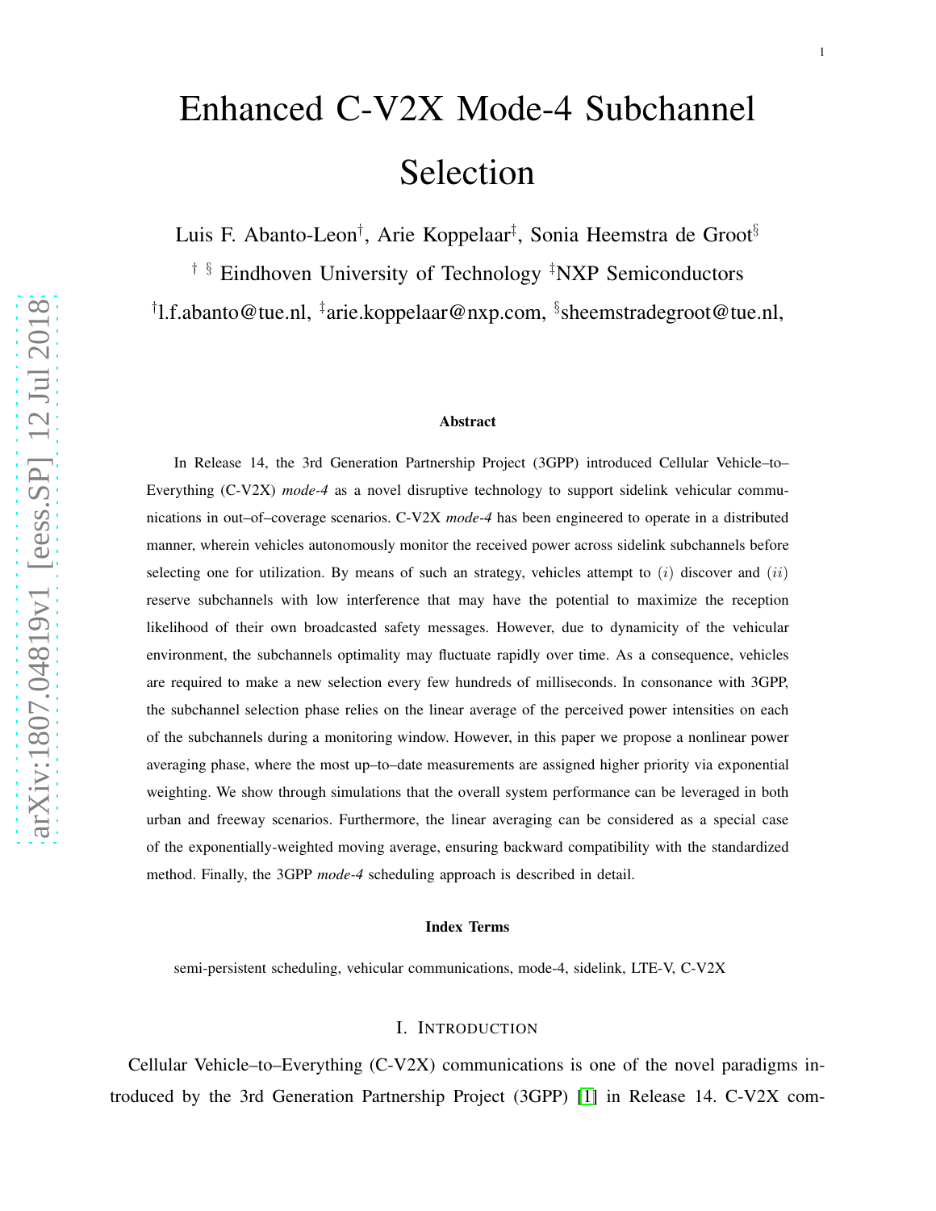# Enhanced C-V2X Mode-4 Subchannel Selection

Luis F. Abanto-Leon[†], Arie Koppelaar[‡], Sonia Heemstra de Groot[§]

[†] [§] Eindhoven University of Technology [‡]NXP Semiconductors

[†]l.f.abanto@tue.nl, [‡]arie.koppelaar@nxp.com, [§]sheemstradegroot@tue.nl,

## Abstract

In Release 14, the 3rd Generation Partnership Project (3GPP) introduced Cellular Vehicle–to–Everything (C-V2X) *mode-4* as a novel disruptive technology to support sidelink vehicular communications in out–of–coverage scenarios. C-V2X *mode-4* has been engineered to operate in a distributed manner, wherein vehicles autonomously monitor the received power across sidelink subchannels before selecting one for utilization. By means of such an strategy, vehicles attempt to $(i)$ discover and $(ii)$ reserve subchannels with low interference that may have the potential to maximize the reception likelihood of their own broadcasted safety messages. However, due to dynamicity of the vehicular environment, the subchannels optimality may fluctuate rapidly over time. As a consequence, vehicles are required to make a new selection every few hundreds of milliseconds. In consonance with 3GPP, the subchannel selection phase relies on the linear average of the perceived power intensities on each of the subchannels during a monitoring window. However, in this paper we propose a nonlinear power averaging phase, where the most up–to–date measurements are assigned higher priority via exponential weighting. We show through simulations that the overall system performance can be leveraged in both urban and freeway scenarios. Furthermore, the linear averaging can be considered as a special case of the exponentially-weighted moving average, ensuring backward compatibility with the standardized method. Finally, the 3GPP *mode-4* scheduling approach is described in detail.

### Index Terms

semi-persistent scheduling, vehicular communications, mode-4, sidelink, LTE-V, C-V2X

## I. Introduction

Cellular Vehicle–to–Everything (C-V2X) communications is one of the novel paradigms introduced by the 3rd Generation Partnership Project (3GPP) [1] in Release 14. C-V2X com-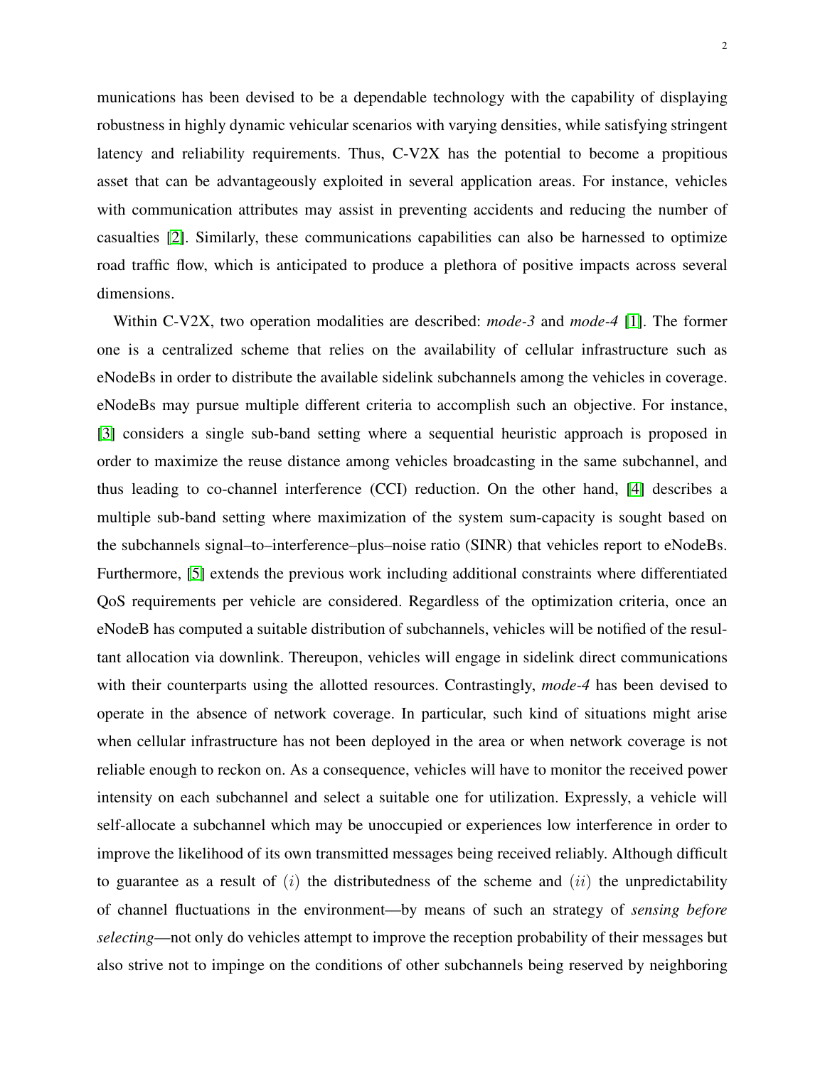munications has been devised to be a dependable technology with the capability of displaying robustness in highly dynamic vehicular scenarios with varying densities, while satisfying stringent latency and reliability requirements. Thus, C-V2X has the potential to become a propitious asset that can be advantageously exploited in several application areas. For instance, vehicles with communication attributes may assist in preventing accidents and reducing the number of casualties [2]. Similarly, these communications capabilities can also be harnessed to optimize road traffic flow, which is anticipated to produce a plethora of positive impacts across several dimensions.

Within C-V2X, two operation modalities are described: *mode-3* and *mode-4* [1]. The former one is a centralized scheme that relies on the availability of cellular infrastructure such as eNodeBs in order to distribute the available sidelink subchannels among the vehicles in coverage. eNodeBs may pursue multiple different criteria to accomplish such an objective. For instance, [3] considers a single sub-band setting where a sequential heuristic approach is proposed in order to maximize the reuse distance among vehicles broadcasting in the same subchannel, and thus leading to co-channel interference (CCI) reduction. On the other hand, [4] describes a multiple sub-band setting where maximization of the system sum-capacity is sought based on the subchannels signal–to–interference–plus–noise ratio (SINR) that vehicles report to eNodeBs. Furthermore, [5] extends the previous work including additional constraints where differentiated QoS requirements per vehicle are considered. Regardless of the optimization criteria, once an eNodeB has computed a suitable distribution of subchannels, vehicles will be notified of the resultant allocation via downlink. Thereupon, vehicles will engage in sidelink direct communications with their counterparts using the allotted resources. Contrastingly, *mode-4* has been devised to operate in the absence of network coverage. In particular, such kind of situations might arise when cellular infrastructure has not been deployed in the area or when network coverage is not reliable enough to reckon on. As a consequence, vehicles will have to monitor the received power intensity on each subchannel and select a suitable one for utilization. Expressly, a vehicle will self-allocate a subchannel which may be unoccupied or experiences low interference in order to improve the likelihood of its own transmitted messages being received reliably. Although difficult to guarantee as a result of $(i)$ the distributedness of the scheme and $(ii)$ the unpredictability of channel fluctuations in the environment—by means of such an strategy of *sensing before selecting*—not only do vehicles attempt to improve the reception probability of their messages but also strive not to impinge on the conditions of other subchannels being reserved by neighboring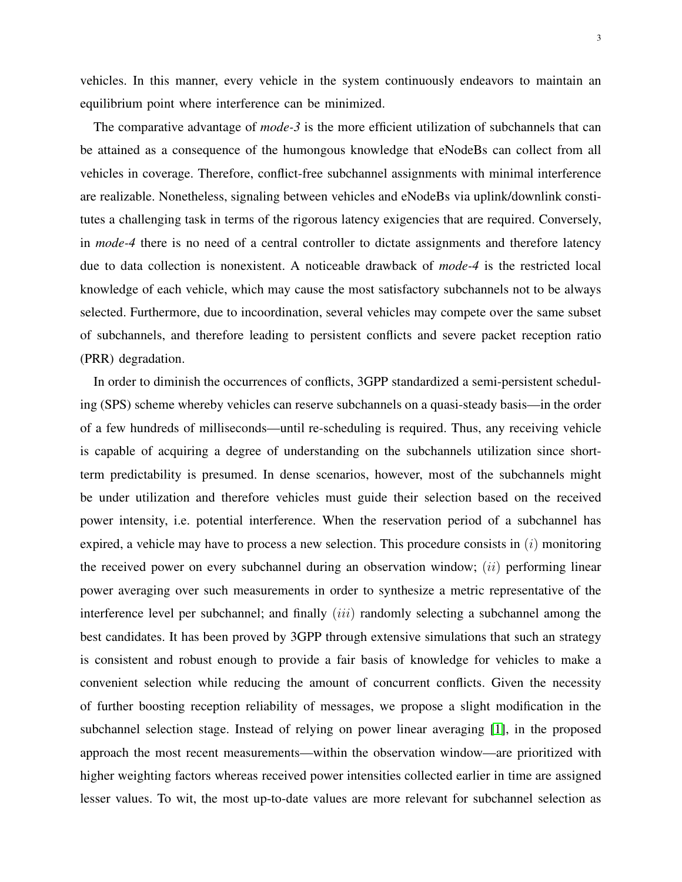vehicles. In this manner, every vehicle in the system continuously endeavors to maintain an equilibrium point where interference can be minimized.

The comparative advantage of *mode-3* is the more efficient utilization of subchannels that can be attained as a consequence of the humongous knowledge that eNodeBs can collect from all vehicles in coverage. Therefore, conflict-free subchannel assignments with minimal interference are realizable. Nonetheless, signaling between vehicles and eNodeBs via uplink/downlink constitutes a challenging task in terms of the rigorous latency exigencies that are required. Conversely, in *mode-4* there is no need of a central controller to dictate assignments and therefore latency due to data collection is nonexistent. A noticeable drawback of *mode-4* is the restricted local knowledge of each vehicle, which may cause the most satisfactory subchannels not to be always selected. Furthermore, due to incoordination, several vehicles may compete over the same subset of subchannels, and therefore leading to persistent conflicts and severe packet reception ratio (PRR) degradation.

In order to diminish the occurrences of conflicts, 3GPP standardized a semi-persistent scheduling (SPS) scheme whereby vehicles can reserve subchannels on a quasi-steady basis—in the order of a few hundreds of milliseconds—until re-scheduling is required. Thus, any receiving vehicle is capable of acquiring a degree of understanding on the subchannels utilization since short-term predictability is presumed. In dense scenarios, however, most of the subchannels might be under utilization and therefore vehicles must guide their selection based on the received power intensity, i.e. potential interference. When the reservation period of a subchannel has expired, a vehicle may have to process a new selection. This procedure consists in $(i)$ monitoring the received power on every subchannel during an observation window; $(ii)$ performing linear power averaging over such measurements in order to synthesize a metric representative of the interference level per subchannel; and finally $(iii)$ randomly selecting a subchannel among the best candidates. It has been proved by 3GPP through extensive simulations that such an strategy is consistent and robust enough to provide a fair basis of knowledge for vehicles to make a convenient selection while reducing the amount of concurrent conflicts. Given the necessity of further boosting reception reliability of messages, we propose a slight modification in the subchannel selection stage. Instead of relying on power linear averaging [1], in the proposed approach the most recent measurements—within the observation window—are prioritized with higher weighting factors whereas received power intensities collected earlier in time are assigned lesser values. To wit, the most up-to-date values are more relevant for subchannel selection as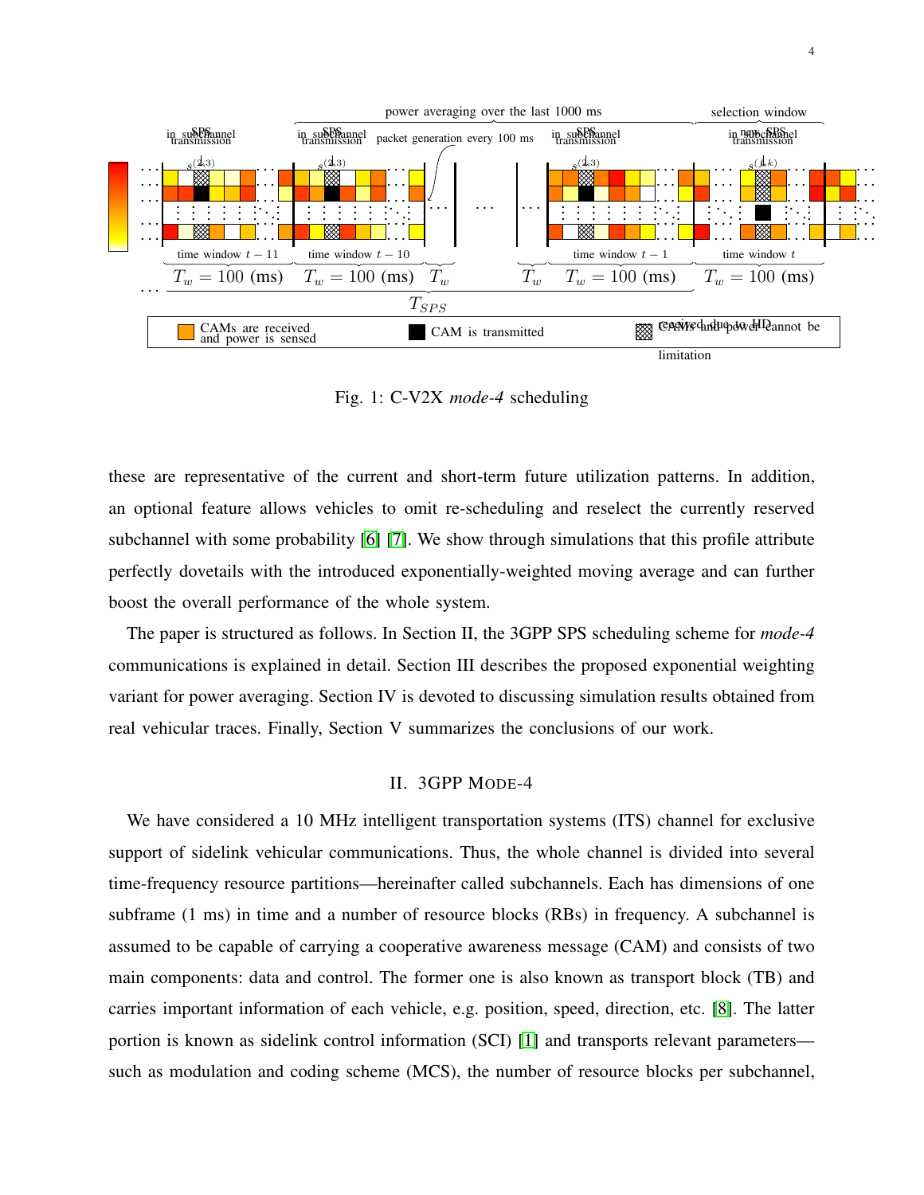Fig. 1: C-V2X *mode-4* scheduling

these are representative of the current and short-term future utilization patterns. In addition, an optional feature allows vehicles to omit re-scheduling and reselect the currently reserved subchannel with some probability [6] [7]. We show through simulations that this profile attribute perfectly dovetails with the introduced exponentially-weighted moving average and can further boost the overall performance of the whole system.

The paper is structured as follows. In Section II, the 3GPP SPS scheduling scheme for *mode-4* communications is explained in detail. Section III describes the proposed exponential weighting variant for power averaging. Section IV is devoted to discussing simulation results obtained from real vehicular traces. Finally, Section V summarizes the conclusions of our work.

## II. 3GPP Mode-4

We have considered a 10 MHz intelligent transportation systems (ITS) channel for exclusive support of sidelink vehicular communications. Thus, the whole channel is divided into several time-frequency resource partitions—hereinafter called subchannels. Each has dimensions of one subframe (1 ms) in time and a number of resource blocks (RBs) in frequency. A subchannel is assumed to be capable of carrying a cooperative awareness message (CAM) and consists of two main components: data and control. The former one is also known as transport block (TB) and carries important information of each vehicle, e.g. position, speed, direction, etc. [8]. The latter portion is known as sidelink control information (SCI) [1] and transports relevant parameters—such as modulation and coding scheme (MCS), the number of resource blocks per subchannel,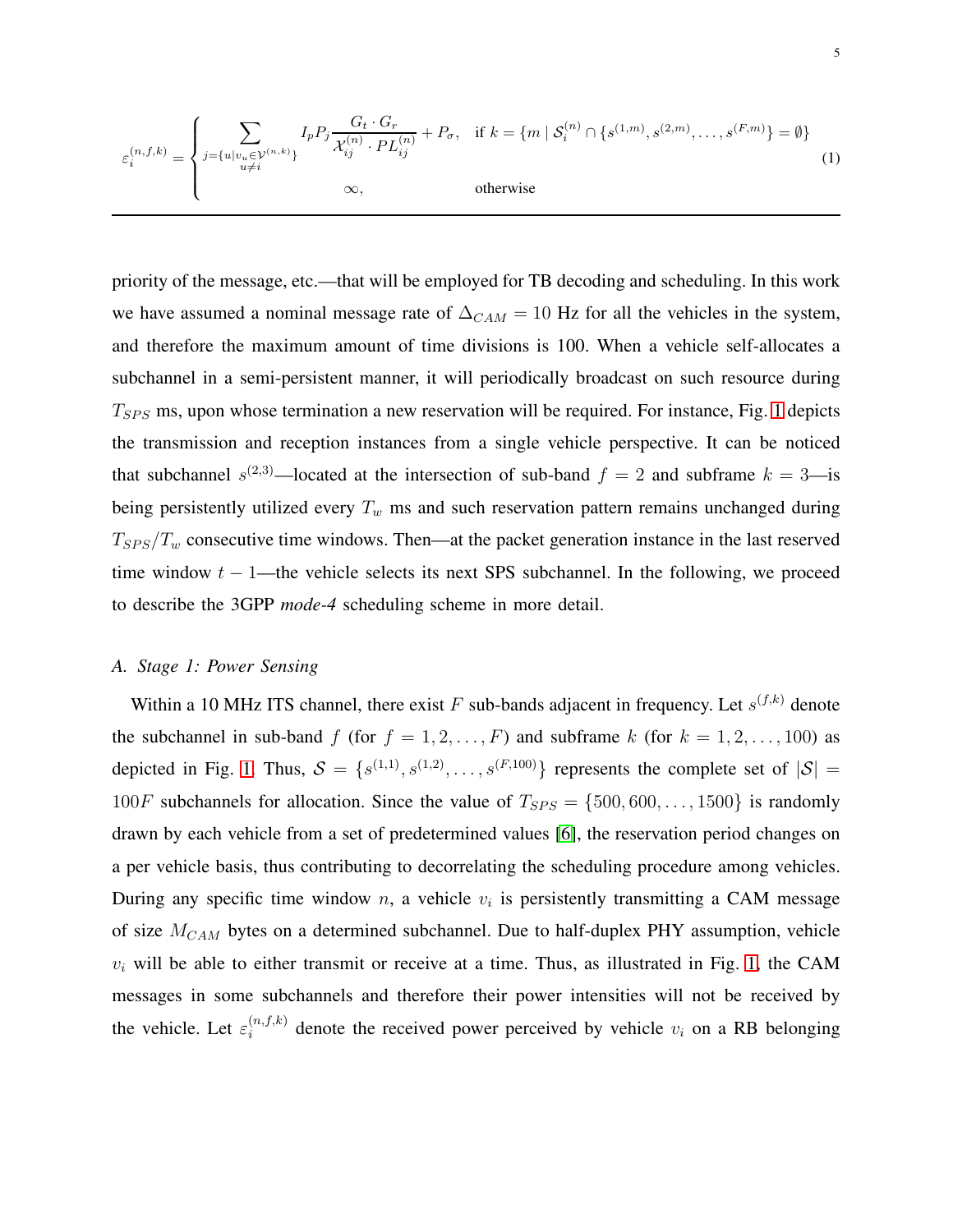$$
\varepsilon_i^{(n,f,k)} = \begin{cases} \displaystyle\sum_{\substack{j=\{u|v_u \in \mathcal{V}^{(n,k)}\} \\ u \neq i}} I_p P_j \frac{G_t \cdot G_r}{\mathcal{X}_{ij}^{(n)} \cdot PL_{ij}^{(n)}} + P_\sigma, & \text{if } k = \{m \mid \mathcal{S}_i^{(n)} \cap \{s^{(1,m)}, s^{(2,m)}, \ldots, s^{(F,m)}\} = \emptyset\} \\ \infty, & \text{otherwise} \end{cases} \tag{1}
$$

priority of the message, etc.—that will be employed for TB decoding and scheduling. In this work we have assumed a nominal message rate of $\Delta_{CAM} = 10$ Hz for all the vehicles in the system, and therefore the maximum amount of time divisions is 100. When a vehicle self-allocates a subchannel in a semi-persistent manner, it will periodically broadcast on such resource during $T_{SPS}$ ms, upon whose termination a new reservation will be required. For instance, Fig. 1 depicts the transmission and reception instances from a single vehicle perspective. It can be noticed that subchannel $s^{(2,3)}$—located at the intersection of sub-band $f = 2$ and subframe $k = 3$—is being persistently utilized every $T_w$ ms and such reservation pattern remains unchanged during $T_{SPS}/T_w$ consecutive time windows. Then—at the packet generation instance in the last reserved time window $t-1$—the vehicle selects its next SPS subchannel. In the following, we proceed to describe the 3GPP *mode-4* scheduling scheme in more detail.

### A. Stage 1: Power Sensing

Within a 10 MHz ITS channel, there exist $F$ sub-bands adjacent in frequency. Let $s^{(f,k)}$ denote the subchannel in sub-band $f$ (for $f = 1, 2, \ldots, F$) and subframe $k$ (for $k = 1, 2, \ldots, 100$) as depicted in Fig. 1. Thus, $\mathcal{S} = \{s^{(1,1)}, s^{(1,2)}, \ldots, s^{(F,100)}\}$ represents the complete set of $|\mathcal{S}| = 100F$ subchannels for allocation. Since the value of $T_{SPS} = \{500, 600, \ldots, 1500\}$ is randomly drawn by each vehicle from a set of predetermined values [6], the reservation period changes on a per vehicle basis, thus contributing to decorrelating the scheduling procedure among vehicles. During any specific time window $n$, a vehicle $v_i$ is persistently transmitting a CAM message of size $M_{CAM}$ bytes on a determined subchannel. Due to half-duplex PHY assumption, vehicle $v_i$ will be able to either transmit or receive at a time. Thus, as illustrated in Fig. 1, the CAM messages in some subchannels and therefore their power intensities will not be received by the vehicle. Let $\varepsilon_i^{(n,f,k)}$ denote the received power perceived by vehicle $v_i$ on a RB belonging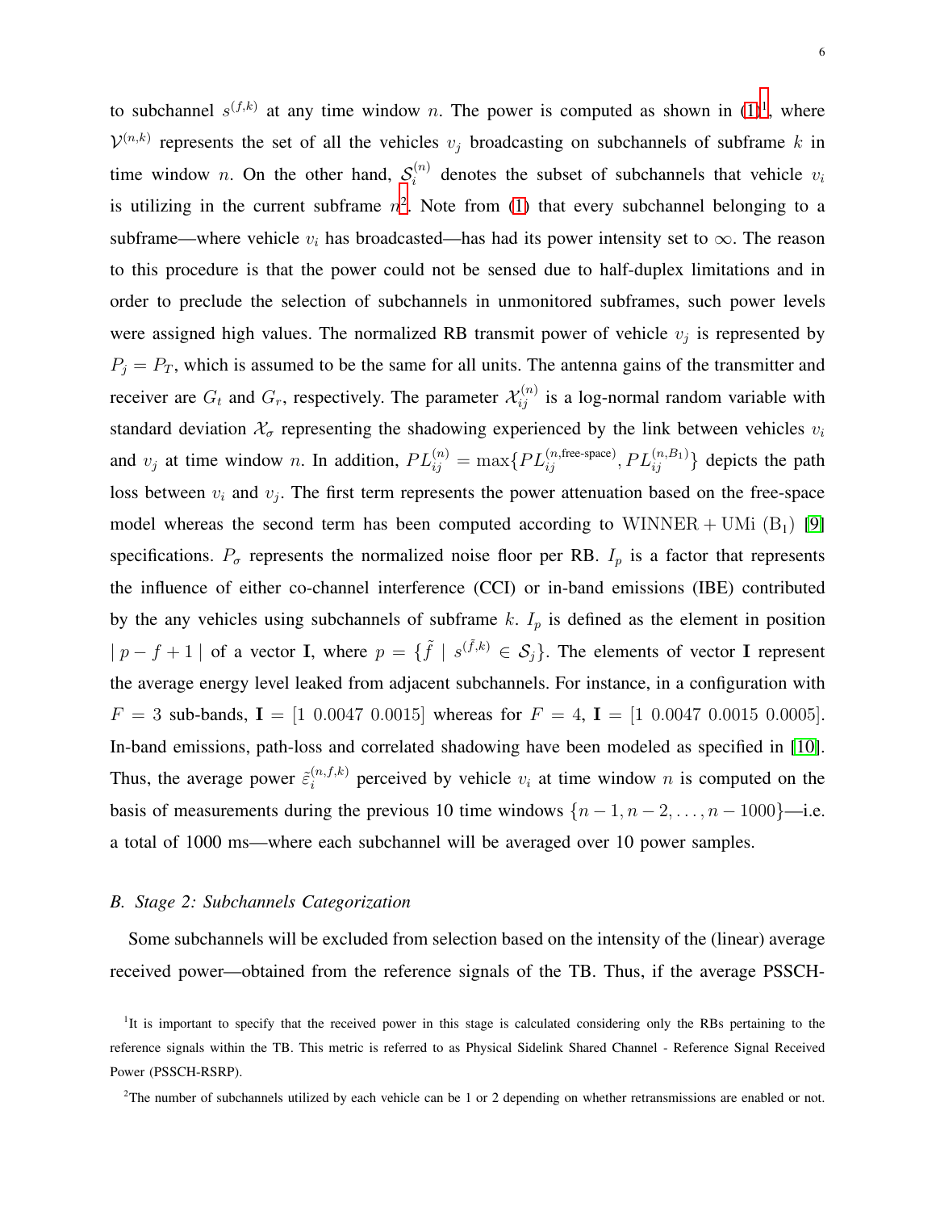to subchannel $s^{(f,k)}$ at any time window $n$. The power is computed as shown in (1)[1], where $\mathcal{V}^{(n,k)}$ represents the set of all the vehicles $v_j$ broadcasting on subchannels of subframe $k$ in time window $n$. On the other hand, $\mathcal{S}_i^{(n)}$ denotes the subset of subchannels that vehicle $v_i$ is utilizing in the current subframe $n$[2]. Note from (1) that every subchannel belonging to a subframe—where vehicle $v_i$ has broadcasted—has had its power intensity set to $\infty$. The reason to this procedure is that the power could not be sensed due to half-duplex limitations and in order to preclude the selection of subchannels in unmonitored subframes, such power levels were assigned high values. The normalized RB transmit power of vehicle $v_j$ is represented by $P_j = P_T$, which is assumed to be the same for all units. The antenna gains of the transmitter and receiver are $G_t$ and $G_r$, respectively. The parameter $\mathcal{X}_{ij}^{(n)}$ is a log-normal random variable with standard deviation $\mathcal{X}_\sigma$ representing the shadowing experienced by the link between vehicles $v_i$ and $v_j$ at time window $n$. In addition, $PL_{ij}^{(n)} = \max\{PL_{ij}^{(n,\text{free-space})}, PL_{ij}^{(n,B_1)}\}$ depicts the path loss between $v_i$ and $v_j$. The first term represents the power attenuation based on the free-space model whereas the second term has been computed according to $\mathrm{WINNER+UMi\ (B_1)}$ [9] specifications. $P_\sigma$ represents the normalized noise floor per RB. $I_p$ is a factor that represents the influence of either co-channel interference (CCI) or in-band emissions (IBE) contributed by the any vehicles using subchannels of subframe $k$. $I_p$ is defined as the element in position $\mid p - f + 1 \mid$ of a vector $\mathbf{I}$, where $p = \{\tilde{f} \mid s^{(\tilde{f},k)} \in \mathcal{S}_j\}$. The elements of vector $\mathbf{I}$ represent the average energy level leaked from adjacent subchannels. For instance, in a configuration with $F = 3$ sub-bands, $\mathbf{I} = [1\ 0.0047\ 0.0015]$ whereas for $F = 4$, $\mathbf{I} = [1\ 0.0047\ 0.0015\ 0.0005]$. In-band emissions, path-loss and correlated shadowing have been modeled as specified in [10]. Thus, the average power $\tilde{\varepsilon}_i^{(n,f,k)}$ perceived by vehicle $v_i$ at time window $n$ is computed on the basis of measurements during the previous 10 time windows $\{n-1, n-2, \ldots, n-1000\}$—i.e. a total of 1000 ms—where each subchannel will be averaged over 10 power samples.

### B. Stage 2: Subchannels Categorization

Some subchannels will be excluded from selection based on the intensity of the (linear) average received power—obtained from the reference signals of the TB. Thus, if the average PSSCH-

[1]It is important to specify that the received power in this stage is calculated considering only the RBs pertaining to the reference signals within the TB. This metric is referred to as Physical Sidelink Shared Channel - Reference Signal Received Power (PSSCH-RSRP).

[2]The number of subchannels utilized by each vehicle can be 1 or 2 depending on whether retransmissions are enabled or not.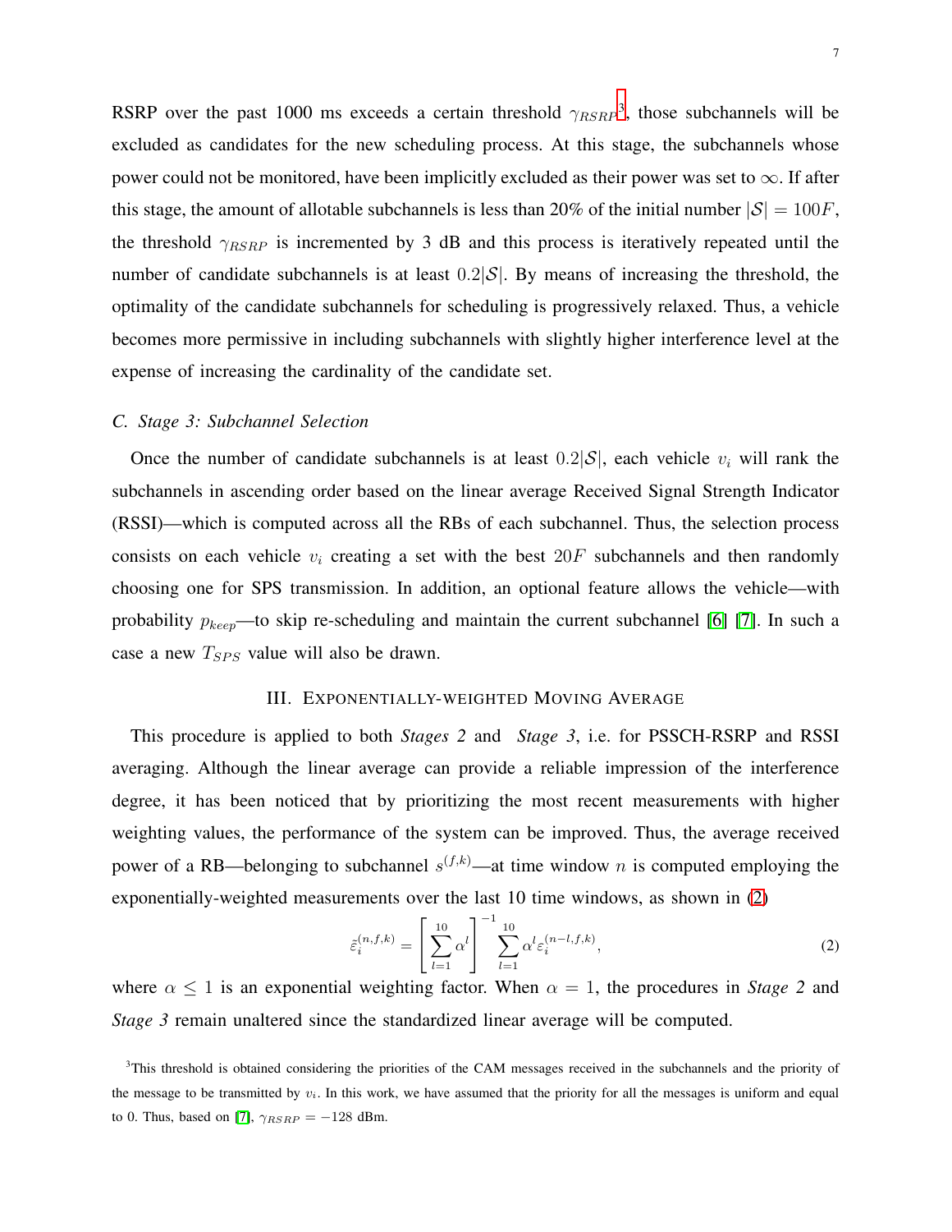RSRP over the past 1000 ms exceeds a certain threshold $\gamma_{RSRP}$[3], those subchannels will be excluded as candidates for the new scheduling process. At this stage, the subchannels whose power could not be monitored, have been implicitly excluded as their power was set to $\infty$. If after this stage, the amount of allotable subchannels is less than 20% of the initial number $|\mathcal{S}| = 100F$, the threshold $\gamma_{RSRP}$ is incremented by 3 dB and this process is iteratively repeated until the number of candidate subchannels is at least $0.2|\mathcal{S}|$. By means of increasing the threshold, the optimality of the candidate subchannels for scheduling is progressively relaxed. Thus, a vehicle becomes more permissive in including subchannels with slightly higher interference level at the expense of increasing the cardinality of the candidate set.

### C. Stage 3: Subchannel Selection

Once the number of candidate subchannels is at least $0.2|\mathcal{S}|$, each vehicle $v_i$ will rank the subchannels in ascending order based on the linear average Received Signal Strength Indicator (RSSI)—which is computed across all the RBs of each subchannel. Thus, the selection process consists on each vehicle $v_i$ creating a set with the best $20F$ subchannels and then randomly choosing one for SPS transmission. In addition, an optional feature allows the vehicle—with probability $p_{keep}$—to skip re-scheduling and maintain the current subchannel [6] [7]. In such a case a new $T_{SPS}$ value will also be drawn.

## III. Exponentially-weighted Moving Average

This procedure is applied to both *Stages 2* and *Stage 3*, i.e. for PSSCH-RSRP and RSSI averaging. Although the linear average can provide a reliable impression of the interference degree, it has been noticed that by prioritizing the most recent measurements with higher weighting values, the performance of the system can be improved. Thus, the average received power of a RB—belonging to subchannel $s^{(f,k)}$—at time window $n$ is computed employing the exponentially-weighted measurements over the last 10 time windows, as shown in (2)

$$\tilde{\varepsilon}_i^{(n,f,k)} = \left[ \sum_{l=1}^{10} \alpha^l \right]^{-1} \sum_{l=1}^{10} \alpha^l \varepsilon_i^{(n-l,f,k)}, \tag{2}$$

where $\alpha \leq 1$ is an exponential weighting factor. When $\alpha = 1$, the procedures in *Stage 2* and *Stage 3* remain unaltered since the standardized linear average will be computed.

[3] This threshold is obtained considering the priorities of the CAM messages received in the subchannels and the priority of the message to be transmitted by $v_i$. In this work, we have assumed that the priority for all the messages is uniform and equal to 0. Thus, based on [7], $\gamma_{RSRP} = -128$ dBm.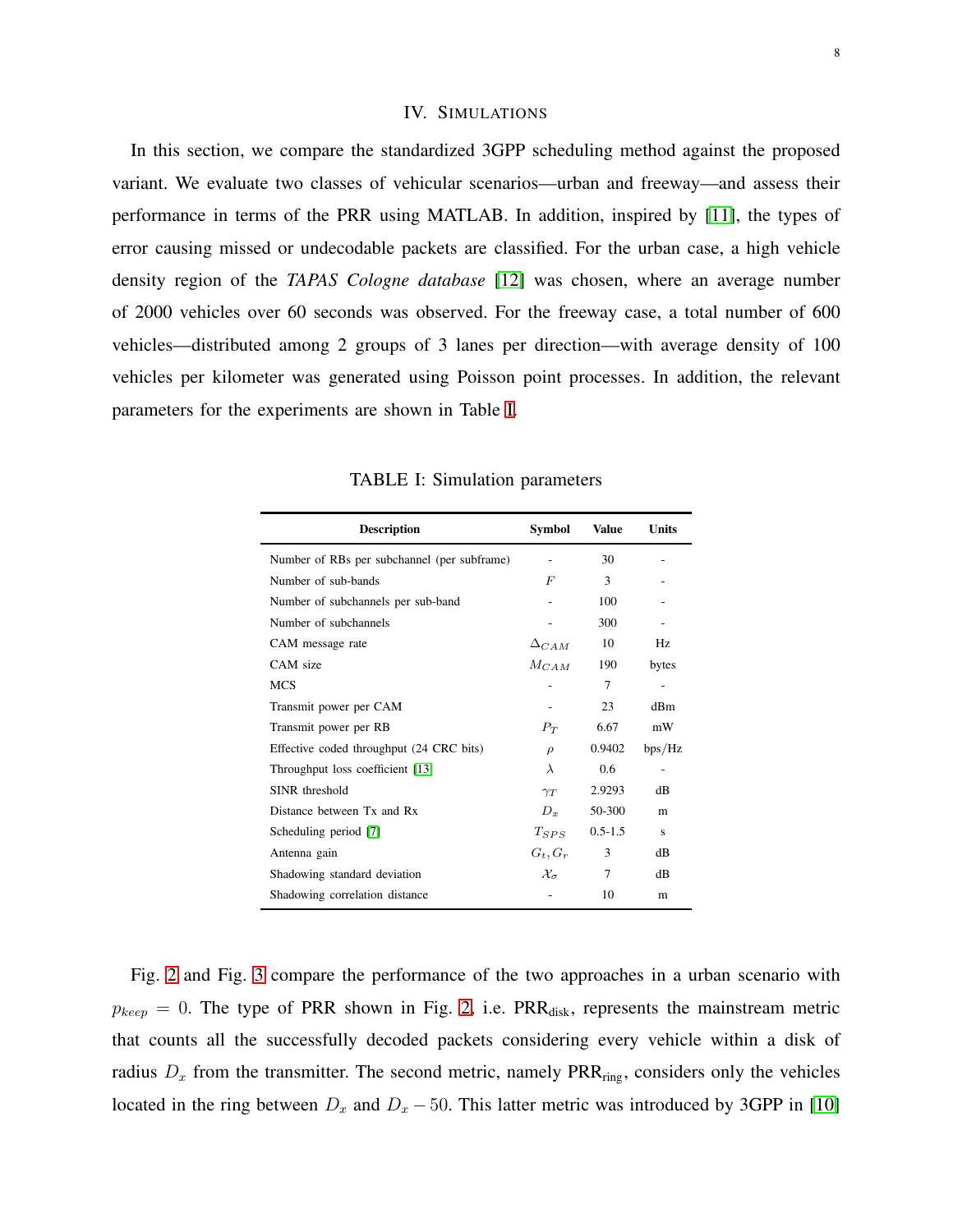# IV. Simulations

In this section, we compare the standardized 3GPP scheduling method against the proposed variant. We evaluate two classes of vehicular scenarios—urban and freeway—and assess their performance in terms of the PRR using MATLAB. In addition, inspired by [11], the types of error causing missed or undecodable packets are classified. For the urban case, a high vehicle density region of the *TAPAS Cologne database* [12] was chosen, where an average number of 2000 vehicles over 60 seconds was observed. For the freeway case, a total number of 600 vehicles—distributed among 2 groups of 3 lanes per direction—with average density of 100 vehicles per kilometer was generated using Poisson point processes. In addition, the relevant parameters for the experiments are shown in Table I.

TABLE I: Simulation parameters

| Description | Symbol | Value | Units |
|---|---|---|---|
| Number of RBs per subchannel (per subframe) | - | 30 | - |
| Number of sub-bands | $F$ | 3 | - |
| Number of subchannels per sub-band | - | 100 | - |
| Number of subchannels | - | 300 | - |
| CAM message rate | $\Delta_{CAM}$ | 10 | Hz |
| CAM size | $M_{CAM}$ | 190 | bytes |
| MCS | - | 7 | - |
| Transmit power per CAM | - | 23 | dBm |
| Transmit power per RB | $P_T$ | 6.67 | mW |
| Effective coded throughput (24 CRC bits) | $\rho$ | 0.9402 | bps/Hz |
| Throughput loss coefficient [13] | $\lambda$ | 0.6 | - |
| SINR threshold | $\gamma_T$ | 2.9293 | dB |
| Distance between Tx and Rx | $D_x$ | 50-300 | m |
| Scheduling period [7] | $T_{SPS}$ | 0.5-1.5 | s |
| Antenna gain | $G_t, G_r$ | 3 | dB |
| Shadowing standard deviation | $\mathcal{X}_\sigma$ | 7 | dB |
| Shadowing correlation distance | - | 10 | m |

Fig. 2 and Fig. 3 compare the performance of the two approaches in a urban scenario with $p_{keep} = 0$. The type of PRR shown in Fig. 2, i.e. $\text{PRR}_{\text{disk}}$, represents the mainstream metric that counts all the successfully decoded packets considering every vehicle within a disk of radius $D_x$ from the transmitter. The second metric, namely $\text{PRR}_{\text{ring}}$, considers only the vehicles located in the ring between $D_x$ and $D_x - 50$. This latter metric was introduced by 3GPP in [10]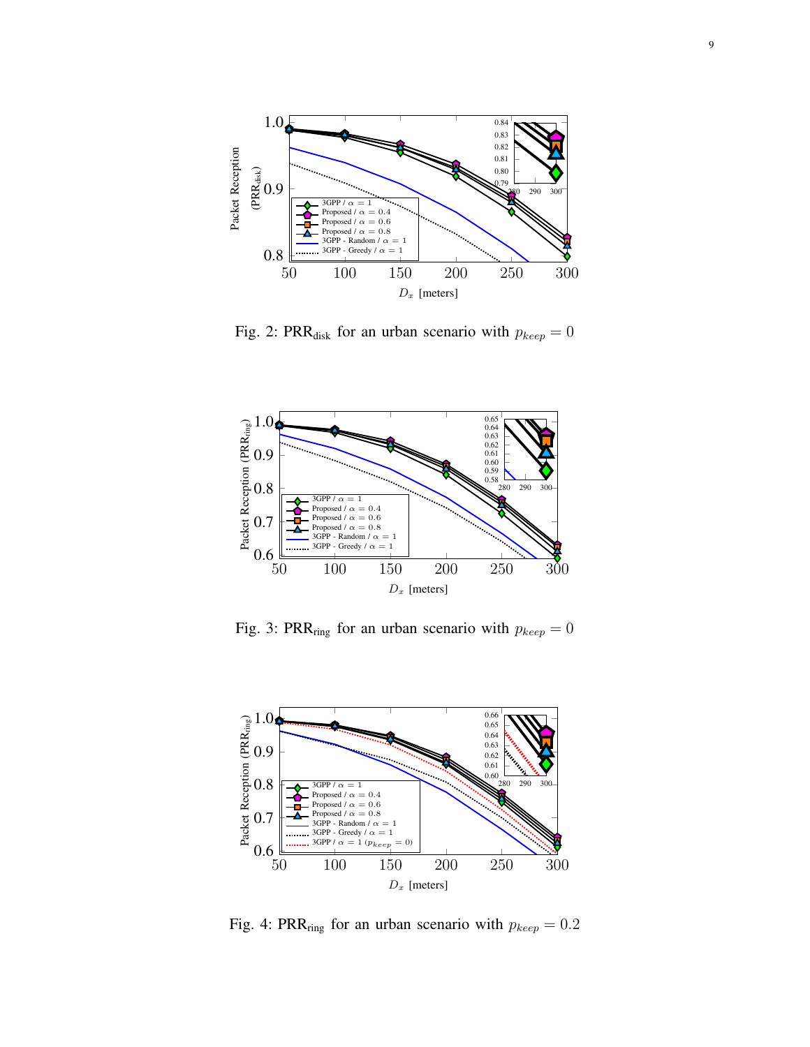Fig. 2: $\text{PRR}_{\text{disk}}$ for an urban scenario with $p_{keep} = 0$

Fig. 3: $\text{PRR}_{\text{ring}}$ for an urban scenario with $p_{keep} = 0$

Fig. 4: $\text{PRR}_{\text{ring}}$ for an urban scenario with $p_{keep} = 0.2$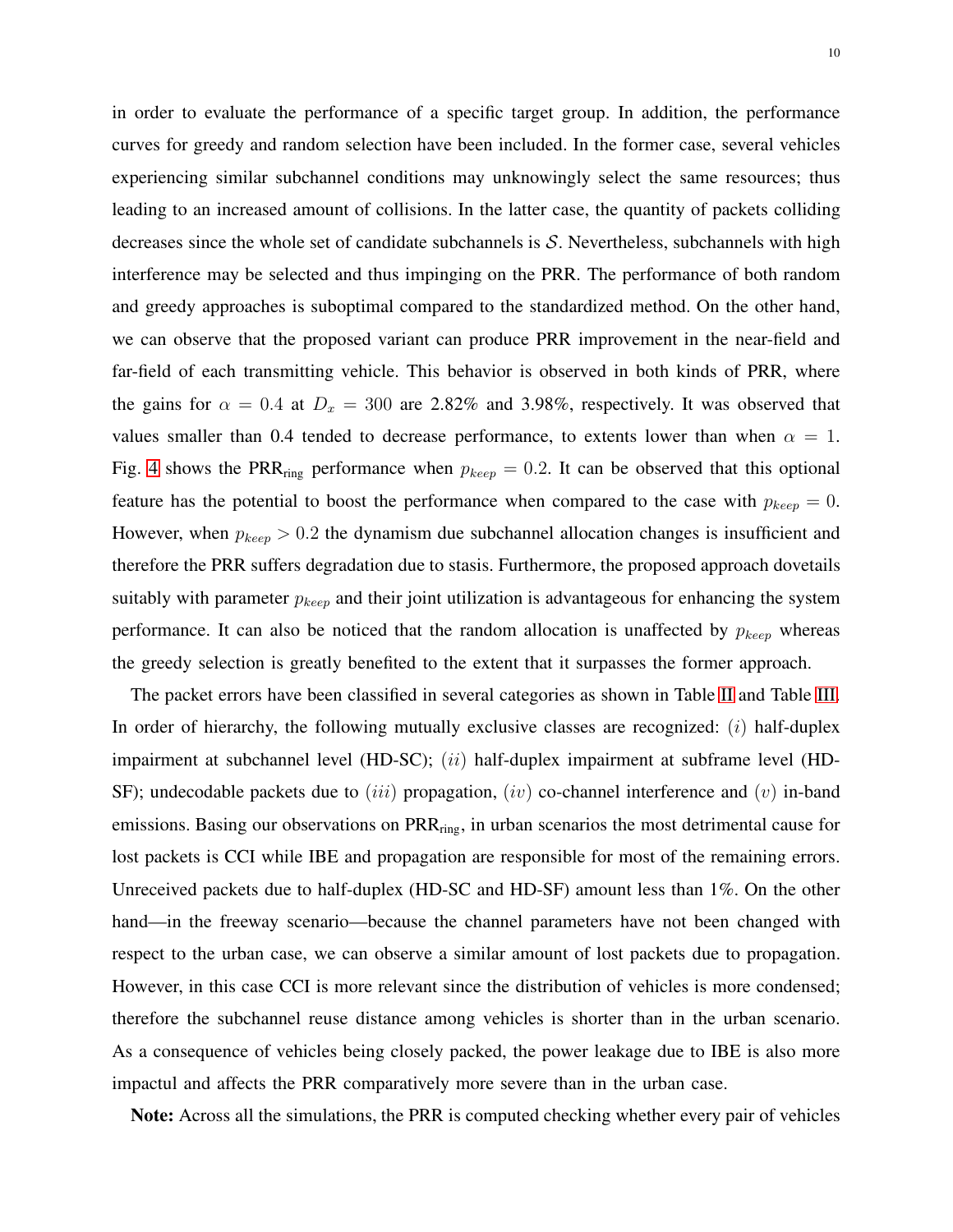in order to evaluate the performance of a specific target group. In addition, the performance curves for greedy and random selection have been included. In the former case, several vehicles experiencing similar subchannel conditions may unknowingly select the same resources; thus leading to an increased amount of collisions. In the latter case, the quantity of packets colliding decreases since the whole set of candidate subchannels is $\mathcal{S}$. Nevertheless, subchannels with high interference may be selected and thus impinging on the PRR. The performance of both random and greedy approaches is suboptimal compared to the standardized method. On the other hand, we can observe that the proposed variant can produce PRR improvement in the near-field and far-field of each transmitting vehicle. This behavior is observed in both kinds of PRR, where the gains for $\alpha = 0.4$ at $D_x = 300$ are 2.82% and 3.98%, respectively. It was observed that values smaller than 0.4 tended to decrease performance, to extents lower than when $\alpha = 1$. Fig. 4 shows the $\text{PRR}_{\text{ring}}$ performance when $p_{keep} = 0.2$. It can be observed that this optional feature has the potential to boost the performance when compared to the case with $p_{keep} = 0$. However, when $p_{keep} > 0.2$ the dynamism due subchannel allocation changes is insufficient and therefore the PRR suffers degradation due to stasis. Furthermore, the proposed approach dovetails suitably with parameter $p_{keep}$ and their joint utilization is advantageous for enhancing the system performance. It can also be noticed that the random allocation is unaffected by $p_{keep}$ whereas the greedy selection is greatly benefited to the extent that it surpasses the former approach.

The packet errors have been classified in several categories as shown in Table II and Table III. In order of hierarchy, the following mutually exclusive classes are recognized: $(i)$ half-duplex impairment at subchannel level (HD-SC); $(ii)$ half-duplex impairment at subframe level (HD-SF); undecodable packets due to $(iii)$ propagation, $(iv)$ co-channel interference and $(v)$ in-band emissions. Basing our observations on $\text{PRR}_{\text{ring}}$, in urban scenarios the most detrimental cause for lost packets is CCI while IBE and propagation are responsible for most of the remaining errors. Unreceived packets due to half-duplex (HD-SC and HD-SF) amount less than 1%. On the other hand—in the freeway scenario—because the channel parameters have not been changed with respect to the urban case, we can observe a similar amount of lost packets due to propagation. However, in this case CCI is more relevant since the distribution of vehicles is more condensed; therefore the subchannel reuse distance among vehicles is shorter than in the urban scenario. As a consequence of vehicles being closely packed, the power leakage due to IBE is also more impactul and affects the PRR comparatively more severe than in the urban case.

**Note:** Across all the simulations, the PRR is computed checking whether every pair of vehicles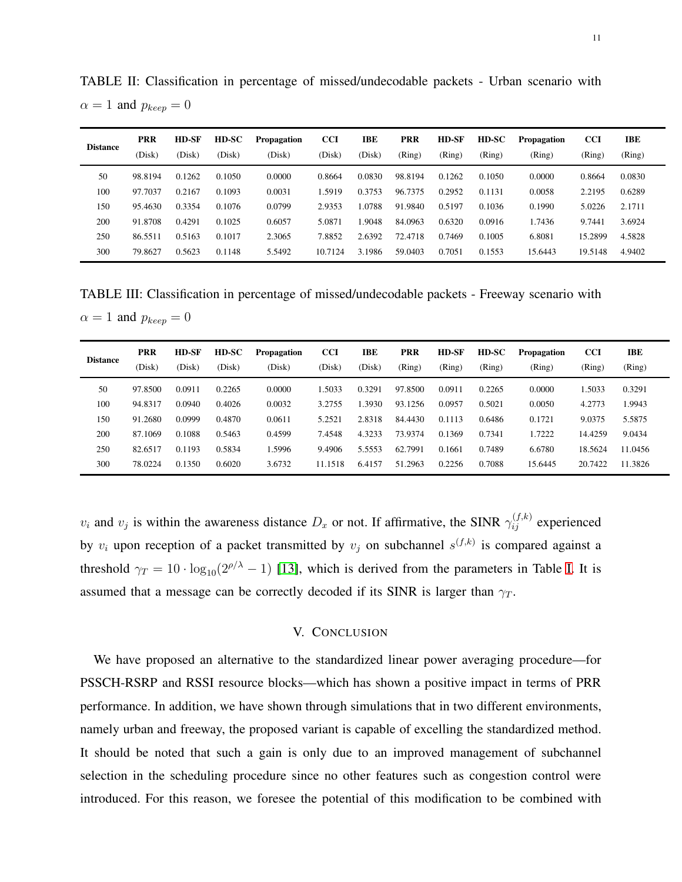TABLE II: Classification in percentage of missed/undecodable packets - Urban scenario with $\alpha = 1$ and $p_{keep} = 0$

| Distance | **PRR** (Disk) | **HD-SF** (Disk) | **HD-SC** (Disk) | **Propagation** (Disk) | **CCI** (Disk) | **IBE** (Disk) | **PRR** (Ring) | **HD-SF** (Ring) | **HD-SC** (Ring) | **Propagation** (Ring) | **CCI** (Ring) | **IBE** (Ring) |
|---|---|---|---|---|---|---|---|---|---|---|---|---|
| 50 | 98.8194 | 0.1262 | 0.1050 | 0.0000 | 0.8664 | 0.0830 | 98.8194 | 0.1262 | 0.1050 | 0.0000 | 0.8664 | 0.0830 |
| 100 | 97.7037 | 0.2167 | 0.1093 | 0.0031 | 1.5919 | 0.3753 | 96.7375 | 0.2952 | 0.1131 | 0.0058 | 2.2195 | 0.6289 |
| 150 | 95.4630 | 0.3354 | 0.1076 | 0.0799 | 2.9353 | 1.0788 | 91.9840 | 0.5197 | 0.1036 | 0.1990 | 5.0226 | 2.1711 |
| 200 | 91.8708 | 0.4291 | 0.1025 | 0.6057 | 5.0871 | 1.9048 | 84.0963 | 0.6320 | 0.0916 | 1.7436 | 9.7441 | 3.6924 |
| 250 | 86.5511 | 0.5163 | 0.1017 | 2.3065 | 7.8852 | 2.6392 | 72.4718 | 0.7469 | 0.1005 | 6.8081 | 15.2899 | 4.5828 |
| 300 | 79.8627 | 0.5623 | 0.1148 | 5.5492 | 10.7124 | 3.1986 | 59.0403 | 0.7051 | 0.1553 | 15.6443 | 19.5148 | 4.9402 |

TABLE III: Classification in percentage of missed/undecodable packets - Freeway scenario with $\alpha = 1$ and $p_{keep} = 0$

| Distance | **PRR** (Disk) | **HD-SF** (Disk) | **HD-SC** (Disk) | **Propagation** (Disk) | **CCI** (Disk) | **IBE** (Disk) | **PRR** (Ring) | **HD-SF** (Ring) | **HD-SC** (Ring) | **Propagation** (Ring) | **CCI** (Ring) | **IBE** (Ring) |
|---|---|---|---|---|---|---|---|---|---|---|---|---|
| 50 | 97.8500 | 0.0911 | 0.2265 | 0.0000 | 1.5033 | 0.3291 | 97.8500 | 0.0911 | 0.2265 | 0.0000 | 1.5033 | 0.3291 |
| 100 | 94.8317 | 0.0940 | 0.4026 | 0.0032 | 3.2755 | 1.3930 | 93.1256 | 0.0957 | 0.5021 | 0.0050 | 4.2773 | 1.9943 |
| 150 | 91.2680 | 0.0999 | 0.4870 | 0.0611 | 5.2521 | 2.8318 | 84.4430 | 0.1113 | 0.6486 | 0.1721 | 9.0375 | 5.5875 |
| 200 | 87.1069 | 0.1088 | 0.5463 | 0.4599 | 7.4548 | 4.3233 | 73.9374 | 0.1369 | 0.7341 | 1.7222 | 14.4259 | 9.0434 |
| 250 | 82.6517 | 0.1193 | 0.5834 | 1.5996 | 9.4906 | 5.5553 | 62.7991 | 0.1661 | 0.7489 | 6.6780 | 18.5624 | 11.0456 |
| 300 | 78.0224 | 0.1350 | 0.6020 | 3.6732 | 11.1518 | 6.4157 | 51.2963 | 0.2256 | 0.7088 | 15.6445 | 20.7422 | 11.3826 |

$v_i$ and $v_j$ is within the awareness distance $D_x$ or not. If affirmative, the SINR $\gamma_{ij}^{(f,k)}$ experienced by $v_i$ upon reception of a packet transmitted by $v_j$ on subchannel $s^{(f,k)}$ is compared against a threshold $\gamma_T = 10 \cdot \log_{10}(2^{\rho/\lambda} - 1)$ [13], which is derived from the parameters in Table I. It is assumed that a message can be correctly decoded if its SINR is larger than $\gamma_T$.

## V. Conclusion

We have proposed an alternative to the standardized linear power averaging procedure—for PSSCH-RSRP and RSSI resource blocks—which has shown a positive impact in terms of PRR performance. In addition, we have shown through simulations that in two different environments, namely urban and freeway, the proposed variant is capable of excelling the standardized method. It should be noted that such a gain is only due to an improved management of subchannel selection in the scheduling procedure since no other features such as congestion control were introduced. For this reason, we foresee the potential of this modification to be combined with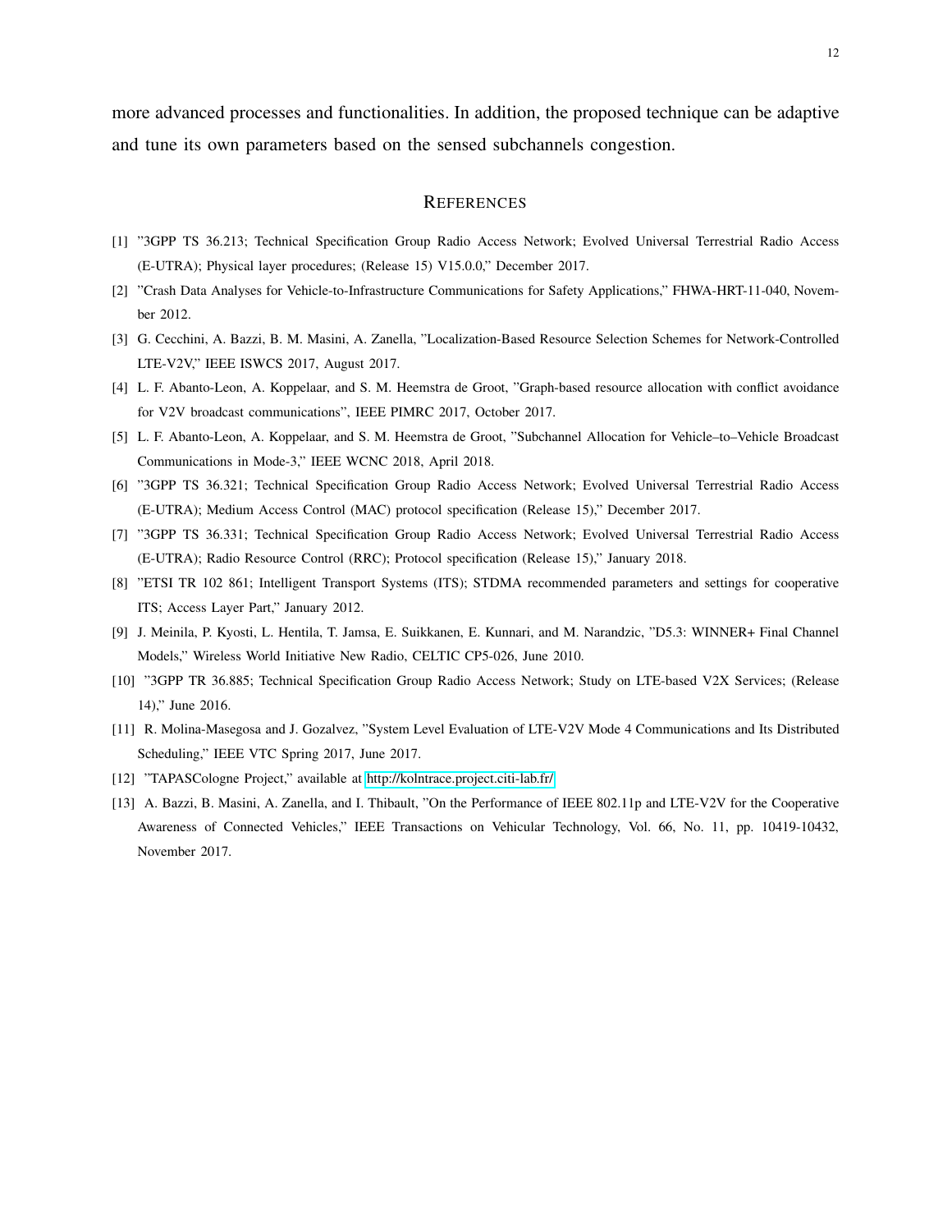more advanced processes and functionalities. In addition, the proposed technique can be adaptive and tune its own parameters based on the sensed subchannels congestion.

## REFERENCES

[1] "3GPP TS 36.213; Technical Specification Group Radio Access Network; Evolved Universal Terrestrial Radio Access (E-UTRA); Physical layer procedures; (Release 15) V15.0.0," December 2017.

[2] "Crash Data Analyses for Vehicle-to-Infrastructure Communications for Safety Applications," FHWA-HRT-11-040, November 2012.

[3] G. Cecchini, A. Bazzi, B. M. Masini, A. Zanella, "Localization-Based Resource Selection Schemes for Network-Controlled LTE-V2V," IEEE ISWCS 2017, August 2017.

[4] L. F. Abanto-Leon, A. Koppelaar, and S. M. Heemstra de Groot, "Graph-based resource allocation with conflict avoidance for V2V broadcast communications", IEEE PIMRC 2017, October 2017.

[5] L. F. Abanto-Leon, A. Koppelaar, and S. M. Heemstra de Groot, "Subchannel Allocation for Vehicle–to–Vehicle Broadcast Communications in Mode-3," IEEE WCNC 2018, April 2018.

[6] "3GPP TS 36.321; Technical Specification Group Radio Access Network; Evolved Universal Terrestrial Radio Access (E-UTRA); Medium Access Control (MAC) protocol specification (Release 15)," December 2017.

[7] "3GPP TS 36.331; Technical Specification Group Radio Access Network; Evolved Universal Terrestrial Radio Access (E-UTRA); Radio Resource Control (RRC); Protocol specification (Release 15)," January 2018.

[8] "ETSI TR 102 861; Intelligent Transport Systems (ITS); STDMA recommended parameters and settings for cooperative ITS; Access Layer Part," January 2012.

[9] J. Meinila, P. Kyosti, L. Hentila, T. Jamsa, E. Suikkanen, E. Kunnari, and M. Narandzic, "D5.3: WINNER+ Final Channel Models," Wireless World Initiative New Radio, CELTIC CP5-026, June 2010.

[10] "3GPP TR 36.885; Technical Specification Group Radio Access Network; Study on LTE-based V2X Services; (Release 14)," June 2016.

[11] R. Molina-Masegosa and J. Gozalvez, "System Level Evaluation of LTE-V2V Mode 4 Communications and Its Distributed Scheduling," IEEE VTC Spring 2017, June 2017.

[12] "TAPASCologne Project," available at http://kolntrace.project.citi-lab.fr/

[13] A. Bazzi, B. Masini, A. Zanella, and I. Thibault, "On the Performance of IEEE 802.11p and LTE-V2V for the Cooperative Awareness of Connected Vehicles," IEEE Transactions on Vehicular Technology, Vol. 66, No. 11, pp. 10419-10432, November 2017.